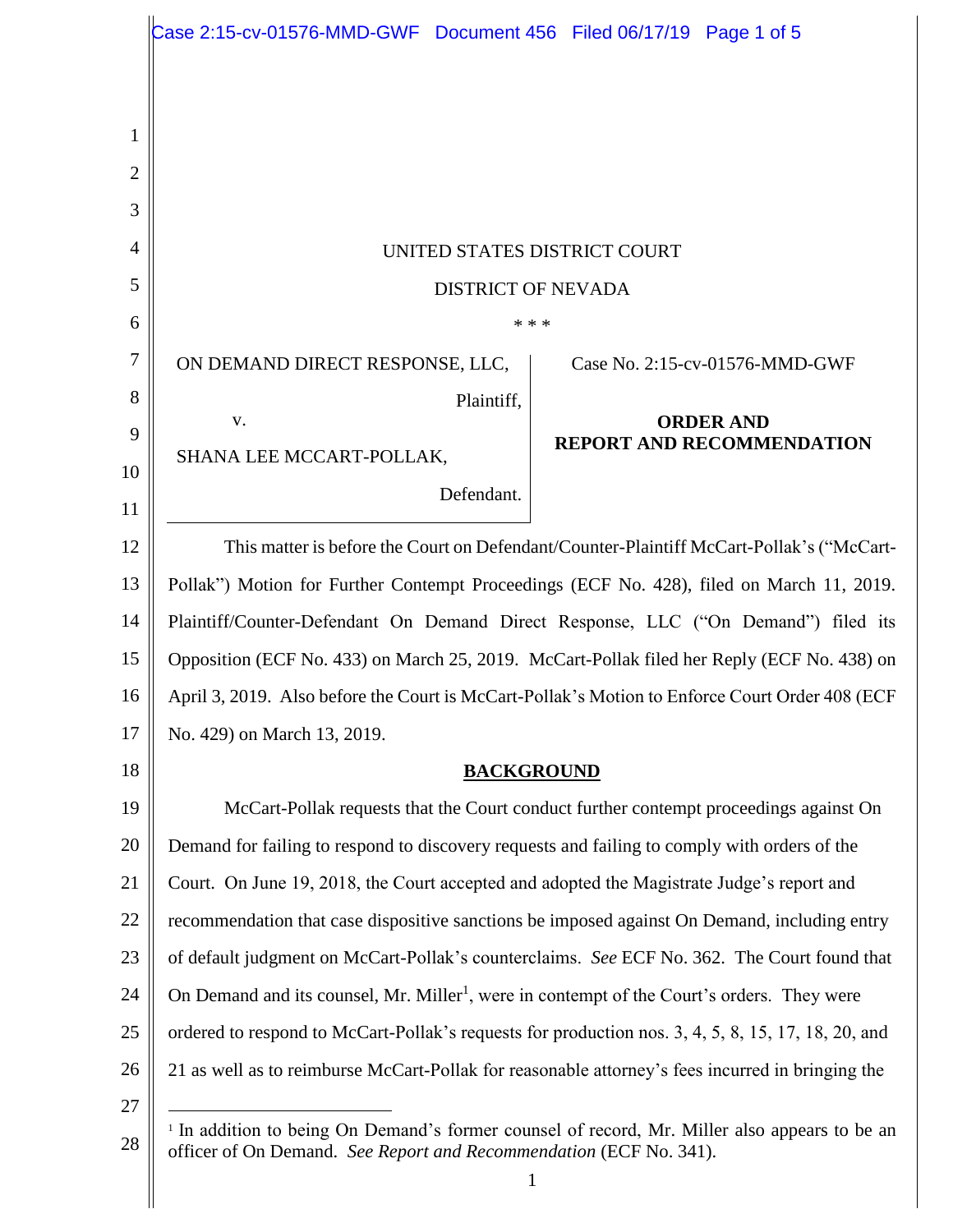UNITED STATES DISTRICT COURT

DISTRICT OF NEVADA

\* \* \*

| | |
|---|---|
| ON DEMAND DIRECT RESPONSE, LLC,<br><br>Plaintiff,<br><br>v.<br><br>SHANA LEE MCCART-POLLAK,<br><br>Defendant. | Case No. 2:15-cv-01576-MMD-GWF<br><br>**ORDER AND REPORT AND RECOMMENDATION** |

This matter is before the Court on Defendant/Counter-Plaintiff McCart-Pollak's ("McCart-Pollak") Motion for Further Contempt Proceedings (ECF No. 428), filed on March 11, 2019. Plaintiff/Counter-Defendant On Demand Direct Response, LLC ("On Demand") filed its Opposition (ECF No. 433) on March 25, 2019. McCart-Pollak filed her Reply (ECF No. 438) on April 3, 2019. Also before the Court is McCart-Pollak's Motion to Enforce Court Order 408 (ECF No. 429) on March 13, 2019.

## BACKGROUND

McCart-Pollak requests that the Court conduct further contempt proceedings against On Demand for failing to respond to discovery requests and failing to comply with orders of the Court. On June 19, 2018, the Court accepted and adopted the Magistrate Judge's report and recommendation that case dispositive sanctions be imposed against On Demand, including entry of default judgment on McCart-Pollak's counterclaims. *See* ECF No. 362. The Court found that On Demand and its counsel, Mr. Miller[1], were in contempt of the Court's orders. They were ordered to respond to McCart-Pollak's requests for production nos. 3, 4, 5, 8, 15, 17, 18, 20, and 21 as well as to reimburse McCart-Pollak for reasonable attorney's fees incurred in bringing the

[1] In addition to being On Demand's former counsel of record, Mr. Miller also appears to be an officer of On Demand. *See Report and Recommendation* (ECF No. 341).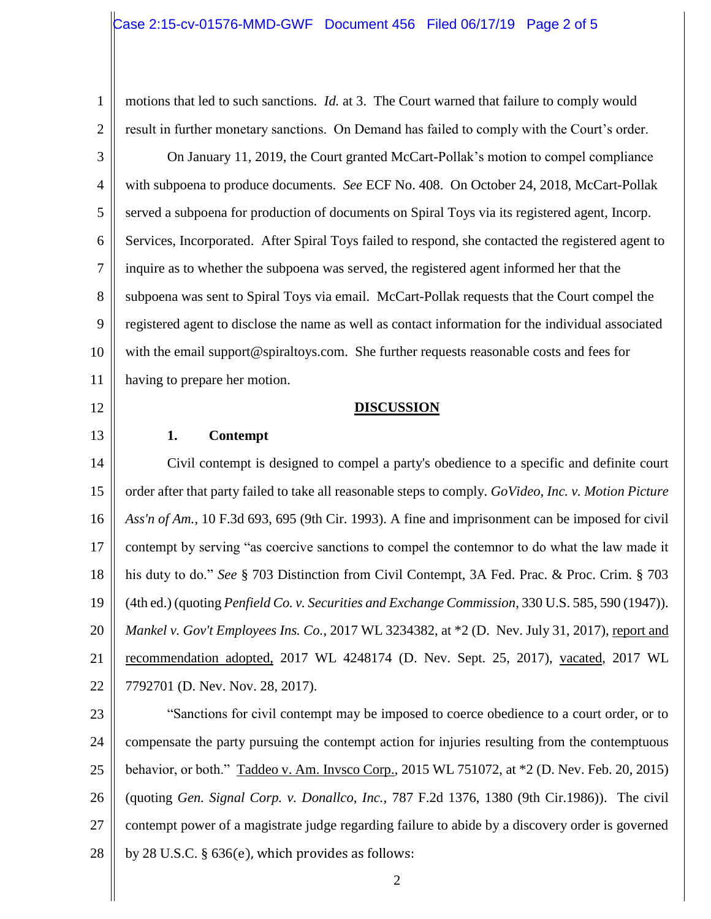motions that led to such sanctions. *Id.* at 3. The Court warned that failure to comply would result in further monetary sanctions. On Demand has failed to comply with the Court's order.

On January 11, 2019, the Court granted McCart-Pollak's motion to compel compliance with subpoena to produce documents. *See* ECF No. 408. On October 24, 2018, McCart-Pollak served a subpoena for production of documents on Spiral Toys via its registered agent, Incorp. Services, Incorporated. After Spiral Toys failed to respond, she contacted the registered agent to inquire as to whether the subpoena was served, the registered agent informed her that the subpoena was sent to Spiral Toys via email. McCart-Pollak requests that the Court compel the registered agent to disclose the name as well as contact information for the individual associated with the email support@spiraltoys.com. She further requests reasonable costs and fees for having to prepare her motion.

## DISCUSSION

### 1. Contempt

Civil contempt is designed to compel a party's obedience to a specific and definite court order after that party failed to take all reasonable steps to comply. *GoVideo, Inc. v. Motion Picture Ass'n of Am.*, 10 F.3d 693, 695 (9th Cir. 1993). A fine and imprisonment can be imposed for civil contempt by serving "as coercive sanctions to compel the contemnor to do what the law made it his duty to do." *See* § 703 Distinction from Civil Contempt, 3A Fed. Prac. & Proc. Crim. § 703 (4th ed.) (quoting *Penfield Co. v. Securities and Exchange Commission*, 330 U.S. 585, 590 (1947)). *Mankel v. Gov't Employees Ins. Co.*, 2017 WL 3234382, at *2 (D. Nev. July 31, 2017), report and recommendation adopted, 2017 WL 4248174 (D. Nev. Sept. 25, 2017), vacated, 2017 WL 7792701 (D. Nev. Nov. 28, 2017).

"Sanctions for civil contempt may be imposed to coerce obedience to a court order, or to compensate the party pursuing the contempt action for injuries resulting from the contemptuous behavior, or both." Taddeo v. Am. Invsco Corp., 2015 WL 751072, at *2 (D. Nev. Feb. 20, 2015) (quoting *Gen. Signal Corp. v. Donallco, Inc.*, 787 F.2d 1376, 1380 (9th Cir.1986)). The civil contempt power of a magistrate judge regarding failure to abide by a discovery order is governed by 28 U.S.C. § 636(e), which provides as follows: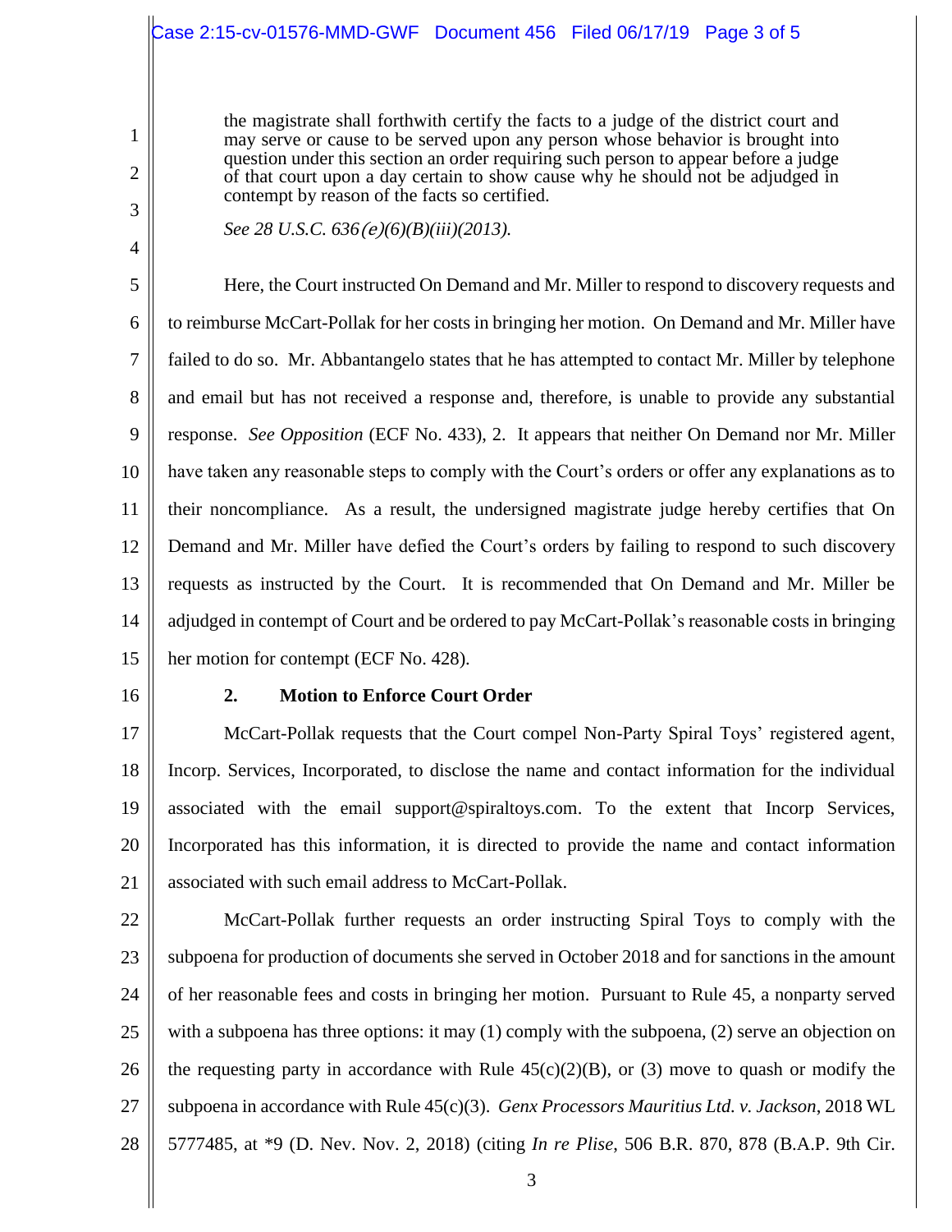> the magistrate shall forthwith certify the facts to a judge of the district court and may serve or cause to be served upon any person whose behavior is brought into question under this section an order requiring such person to appear before a judge of that court upon a day certain to show cause why he should not be adjudged in contempt by reason of the facts so certified.
>
> *See 28 U.S.C. 636(e)(6)(B)(iii)(2013).*

Here, the Court instructed On Demand and Mr. Miller to respond to discovery requests and to reimburse McCart-Pollak for her costs in bringing her motion. On Demand and Mr. Miller have failed to do so. Mr. Abbantangelo states that he has attempted to contact Mr. Miller by telephone and email but has not received a response and, therefore, is unable to provide any substantial response. *See Opposition* (ECF No. 433), 2. It appears that neither On Demand nor Mr. Miller have taken any reasonable steps to comply with the Court's orders or offer any explanations as to their noncompliance. As a result, the undersigned magistrate judge hereby certifies that On Demand and Mr. Miller have defied the Court's orders by failing to respond to such discovery requests as instructed by the Court. It is recommended that On Demand and Mr. Miller be adjudged in contempt of Court and be ordered to pay McCart-Pollak's reasonable costs in bringing her motion for contempt (ECF No. 428).

### 2. Motion to Enforce Court Order

McCart-Pollak requests that the Court compel Non-Party Spiral Toys' registered agent, Incorp. Services, Incorporated, to disclose the name and contact information for the individual associated with the email support@spiraltoys.com. To the extent that Incorp Services, Incorporated has this information, it is directed to provide the name and contact information associated with such email address to McCart-Pollak.

McCart-Pollak further requests an order instructing Spiral Toys to comply with the subpoena for production of documents she served in October 2018 and for sanctions in the amount of her reasonable fees and costs in bringing her motion. Pursuant to Rule 45, a nonparty served with a subpoena has three options: it may (1) comply with the subpoena, (2) serve an objection on the requesting party in accordance with Rule 45(c)(2)(B), or (3) move to quash or modify the subpoena in accordance with Rule 45(c)(3). *Genx Processors Mauritius Ltd. v. Jackson*, 2018 WL 5777485, at *9 (D. Nev. Nov. 2, 2018) (citing *In re Plise*, 506 B.R. 870, 878 (B.A.P. 9th Cir.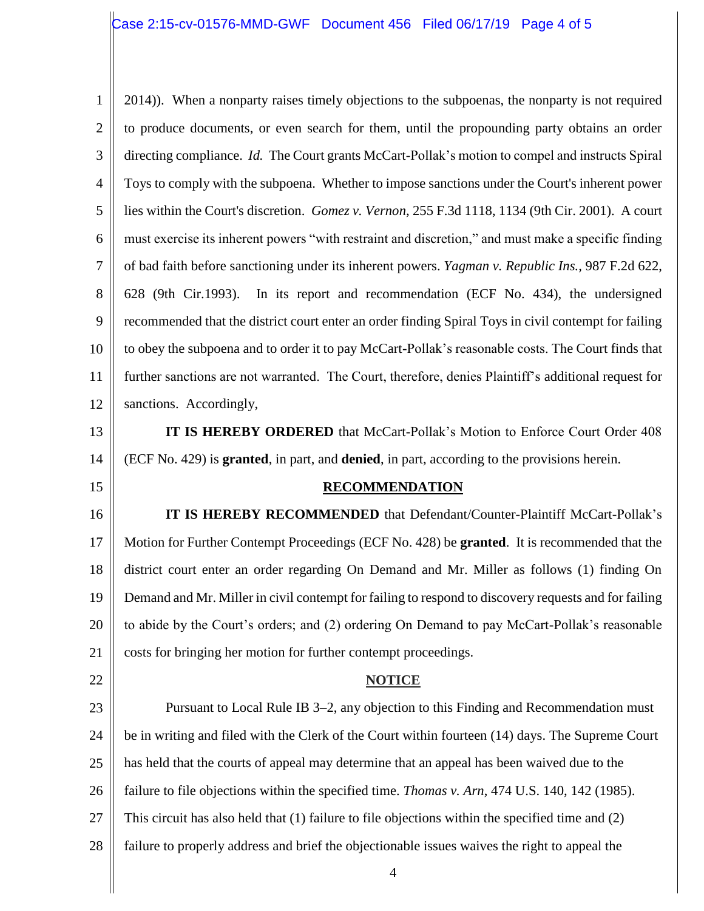2014)). When a nonparty raises timely objections to the subpoenas, the nonparty is not required to produce documents, or even search for them, until the propounding party obtains an order directing compliance. *Id.* The Court grants McCart-Pollak's motion to compel and instructs Spiral Toys to comply with the subpoena. Whether to impose sanctions under the Court's inherent power lies within the Court's discretion. *Gomez v. Vernon*, 255 F.3d 1118, 1134 (9th Cir. 2001). A court must exercise its inherent powers "with restraint and discretion," and must make a specific finding of bad faith before sanctioning under its inherent powers. *Yagman v. Republic Ins.*, 987 F.2d 622, 628 (9th Cir.1993). In its report and recommendation (ECF No. 434), the undersigned recommended that the district court enter an order finding Spiral Toys in civil contempt for failing to obey the subpoena and to order it to pay McCart-Pollak's reasonable costs. The Court finds that further sanctions are not warranted. The Court, therefore, denies Plaintiff's additional request for sanctions. Accordingly,

**IT IS HEREBY ORDERED** that McCart-Pollak's Motion to Enforce Court Order 408 (ECF No. 429) is **granted**, in part, and **denied**, in part, according to the provisions herein.

## RECOMMENDATION

**IT IS HEREBY RECOMMENDED** that Defendant/Counter-Plaintiff McCart-Pollak's Motion for Further Contempt Proceedings (ECF No. 428) be **granted**. It is recommended that the district court enter an order regarding On Demand and Mr. Miller as follows (1) finding On Demand and Mr. Miller in civil contempt for failing to respond to discovery requests and for failing to abide by the Court's orders; and (2) ordering On Demand to pay McCart-Pollak's reasonable costs for bringing her motion for further contempt proceedings.

## NOTICE

Pursuant to Local Rule IB 3–2, any objection to this Finding and Recommendation must be in writing and filed with the Clerk of the Court within fourteen (14) days. The Supreme Court has held that the courts of appeal may determine that an appeal has been waived due to the failure to file objections within the specified time. *Thomas v. Arn*, 474 U.S. 140, 142 (1985). This circuit has also held that (1) failure to file objections within the specified time and (2) failure to properly address and brief the objectionable issues waives the right to appeal the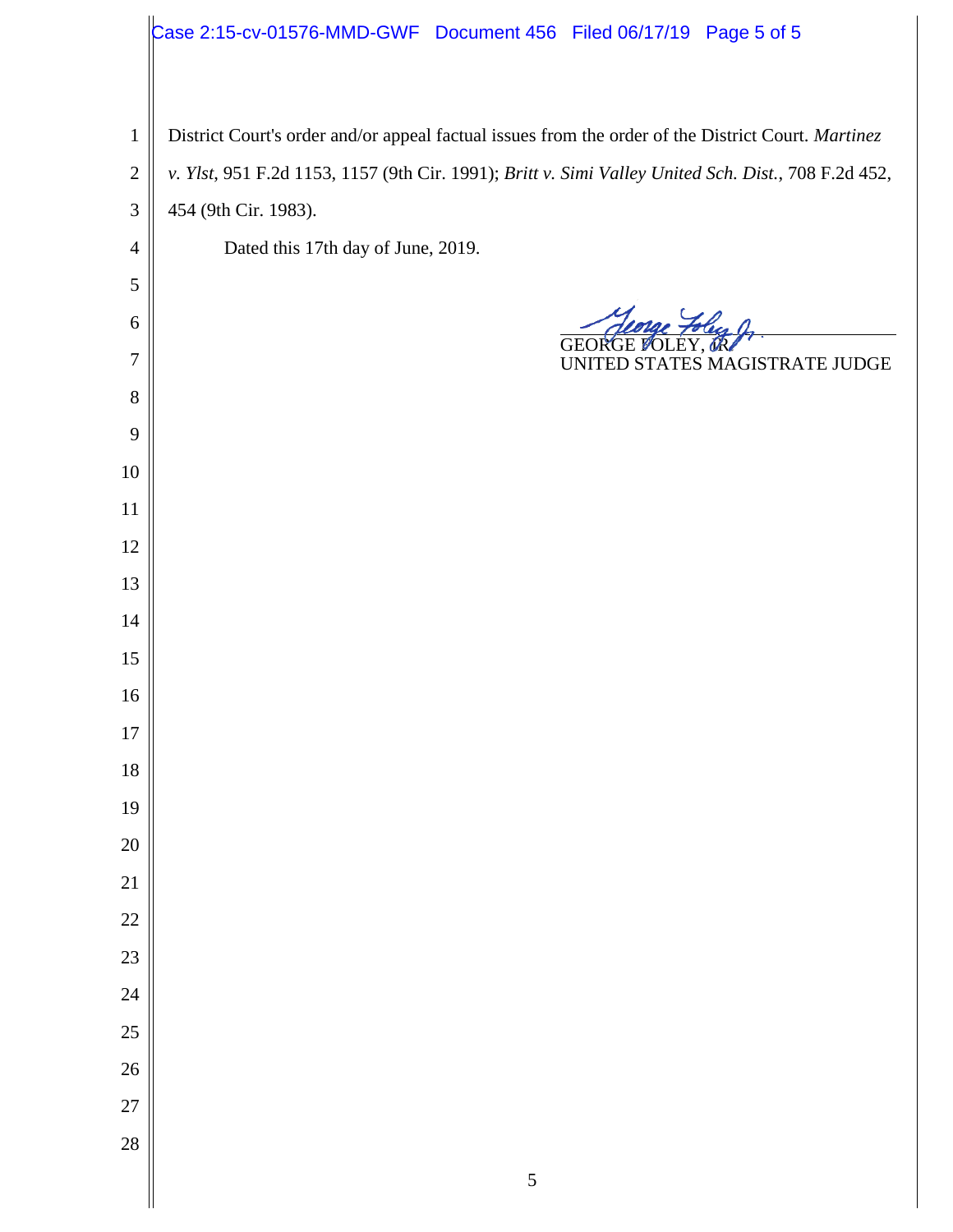District Court's order and/or appeal factual issues from the order of the District Court. *Martinez v. Ylst*, 951 F.2d 1153, 1157 (9th Cir. 1991); *Britt v. Simi Valley United Sch. Dist.*, 708 F.2d 452, 454 (9th Cir. 1983).

Dated this 17th day of June, 2019.

GEORGE FOLEY, JR.
UNITED STATES MAGISTRATE JUDGE